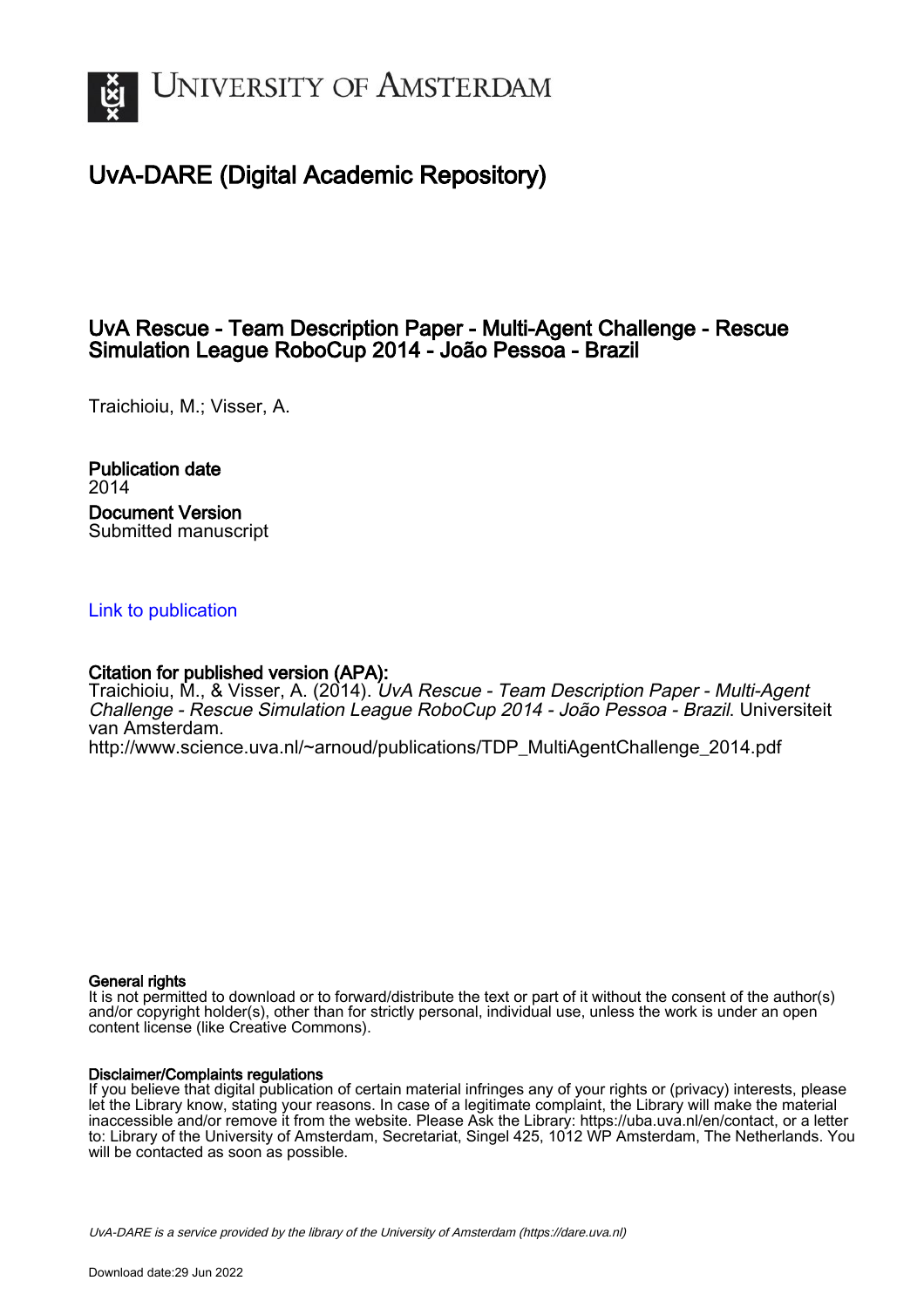# UvA-DARE (Digital Academic Repository)

## UvA Rescue - Team Description Paper - Multi-Agent Challenge - Rescue Simulation League RoboCup 2014 - João Pessoa - Brazil

Traichioiu, M.; Visser, A.

**Publication date**
2014

**Document Version**
Submitted manuscript

[Link to publication](http://www.science.uva.nl/~arnoud/publications/TDP_MultiAgentChallenge_2014.pdf)

**Citation for published version (APA):**
Traichioiu, M., & Visser, A. (2014). *UvA Rescue - Team Description Paper - Multi-Agent Challenge - Rescue Simulation League RoboCup 2014 - João Pessoa - Brazil*. Universiteit van Amsterdam.
http://www.science.uva.nl/~arnoud/publications/TDP_MultiAgentChallenge_2014.pdf

**General rights**
It is not permitted to download or to forward/distribute the text or part of it without the consent of the author(s) and/or copyright holder(s), other than for strictly personal, individual use, unless the work is under an open content license (like Creative Commons).

**Disclaimer/Complaints regulations**
If you believe that digital publication of certain material infringes any of your rights or (privacy) interests, please let the Library know, stating your reasons. In case of a legitimate complaint, the Library will make the material inaccessible and/or remove it from the website. Please Ask the Library: https://uba.uva.nl/en/contact, or a letter to: Library of the University of Amsterdam, Secretariat, Singel 425, 1012 WP Amsterdam, The Netherlands. You will be contacted as soon as possible.

*UvA-DARE is a service provided by the library of the University of Amsterdam (https://dare.uva.nl)*

Download date:29 Jun 2022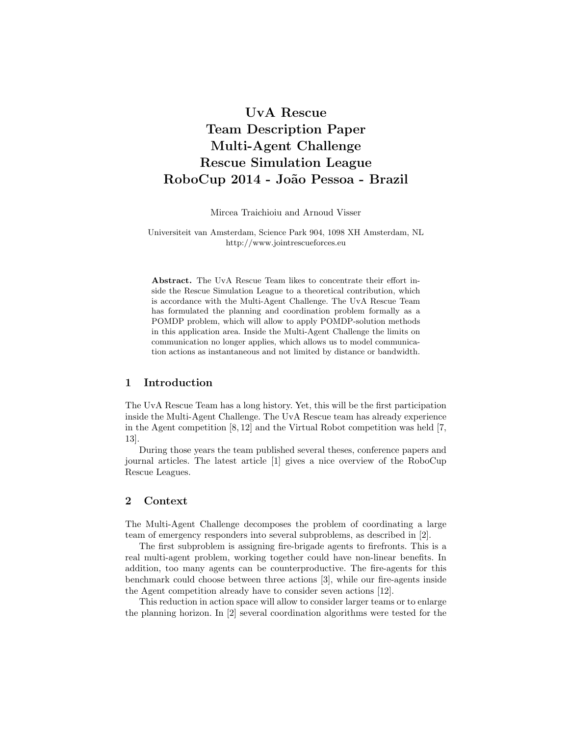# UvA Rescue Team Description Paper Multi-Agent Challenge Rescue Simulation League RoboCup 2014 - João Pessoa - Brazil

Mircea Traichioiu and Arnoud Visser

Universiteit van Amsterdam, Science Park 904, 1098 XH Amsterdam, NL
http://www.jointrescueforces.eu

**Abstract.** The UvA Rescue Team likes to concentrate their effort inside the Rescue Simulation League to a theoretical contribution, which is accordance with the Multi-Agent Challenge. The UvA Rescue Team has formulated the planning and coordination problem formally as a POMDP problem, which will allow to apply POMDP-solution methods in this application area. Inside the Multi-Agent Challenge the limits on communication no longer applies, which allows us to model communication actions as instantaneous and not limited by distance or bandwidth.

## 1 Introduction

The UvA Rescue Team has a long history. Yet, this will be the first participation inside the Multi-Agent Challenge. The UvA Rescue team has already experience in the Agent competition [8, 12] and the Virtual Robot competition was held [7, 13].

During those years the team published several theses, conference papers and journal articles. The latest article [1] gives a nice overview of the RoboCup Rescue Leagues.

## 2 Context

The Multi-Agent Challenge decomposes the problem of coordinating a large team of emergency responders into several subproblems, as described in [2].

The first subproblem is assigning fire-brigade agents to firefronts. This is a real multi-agent problem, working together could have non-linear benefits. In addition, too many agents can be counterproductive. The fire-agents for this benchmark could choose between three actions [3], while our fire-agents inside the Agent competition already have to consider seven actions [12].

This reduction in action space will allow to consider larger teams or to enlarge the planning horizon. In [2] several coordination algorithms were tested for the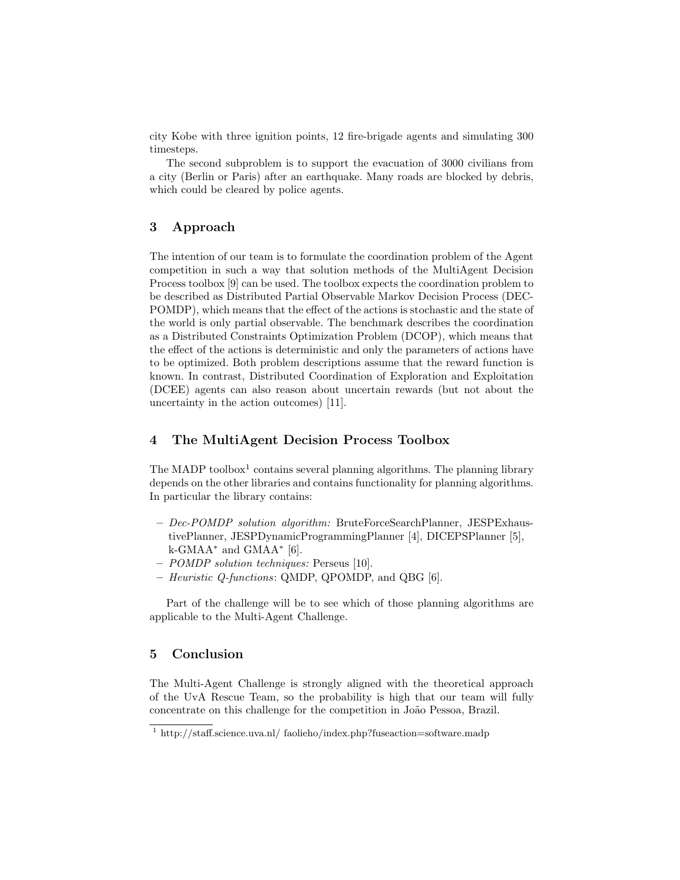city Kobe with three ignition points, 12 fire-brigade agents and simulating 300 timesteps.

The second subproblem is to support the evacuation of 3000 civilians from a city (Berlin or Paris) after an earthquake. Many roads are blocked by debris, which could be cleared by police agents.

## 3 Approach

The intention of our team is to formulate the coordination problem of the Agent competition in such a way that solution methods of the MultiAgent Decision Process toolbox [9] can be used. The toolbox expects the coordination problem to be described as Distributed Partial Observable Markov Decision Process (DEC-POMDP), which means that the effect of the actions is stochastic and the state of the world is only partial observable. The benchmark describes the coordination as a Distributed Constraints Optimization Problem (DCOP), which means that the effect of the actions is deterministic and only the parameters of actions have to be optimized. Both problem descriptions assume that the reward function is known. In contrast, Distributed Coordination of Exploration and Exploitation (DCEE) agents can also reason about uncertain rewards (but not about the uncertainty in the action outcomes) [11].

## 4 The MultiAgent Decision Process Toolbox

The MADP toolbox[1] contains several planning algorithms. The planning library depends on the other libraries and contains functionality for planning algorithms. In particular the library contains:

- *Dec-POMDP solution algorithm:* BruteForceSearchPlanner, JESPExhaustivePlanner, JESPDynamicProgrammingPlanner [4], DICEPSPlanner [5], k-GMAA$^*$ and GMAA$^*$ [6].
- *POMDP solution techniques:* Perseus [10].
- *Heuristic Q-functions*: QMDP, QPOMDP, and QBG [6].

Part of the challenge will be to see which of those planning algorithms are applicable to the Multi-Agent Challenge.

## 5 Conclusion

The Multi-Agent Challenge is strongly aligned with the theoretical approach of the UvA Rescue Team, so the probability is high that our team will fully concentrate on this challenge for the competition in João Pessoa, Brazil.

[1] http://staff.science.uva.nl/ faolieho/index.php?fuseaction=software.madp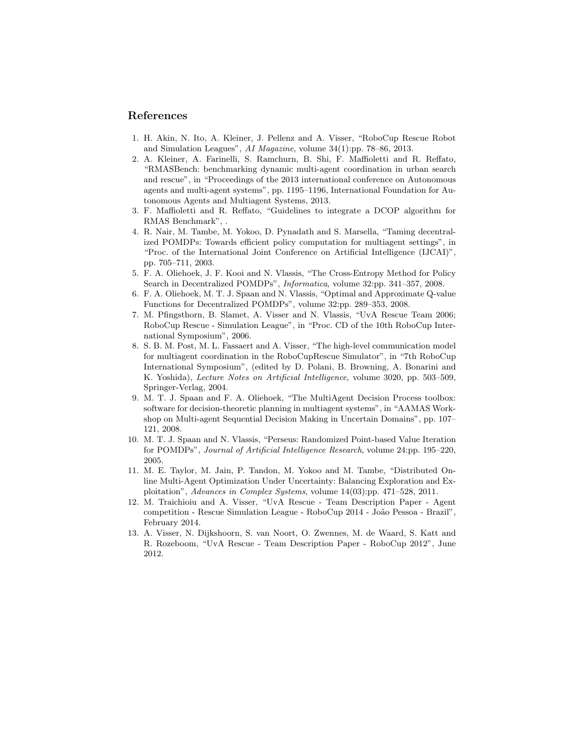## References

1. H. Akin, N. Ito, A. Kleiner, J. Pellenz and A. Visser, "RoboCup Rescue Robot and Simulation Leagues", *AI Magazine*, volume 34(1):pp. 78–86, 2013.
2. A. Kleiner, A. Farinelli, S. Ramchurn, B. Shi, F. Maffioletti and R. Reffato, "RMASBench: benchmarking dynamic multi-agent coordination in urban search and rescue", in "Proceedings of the 2013 international conference on Autonomous agents and multi-agent systems", pp. 1195–1196, International Foundation for Autonomous Agents and Multiagent Systems, 2013.
3. F. Maffioletti and R. Reffato, "Guidelines to integrate a DCOP algorithm for RMAS Benchmark", .
4. R. Nair, M. Tambe, M. Yokoo, D. Pynadath and S. Marsella, "Taming decentralized POMDPs: Towards efficient policy computation for multiagent settings", in "Proc. of the International Joint Conference on Artificial Intelligence (IJCAI)", pp. 705–711, 2003.
5. F. A. Oliehoek, J. F. Kooi and N. Vlassis, "The Cross-Entropy Method for Policy Search in Decentralized POMDPs", *Informatica*, volume 32:pp. 341–357, 2008.
6. F. A. Oliehoek, M. T. J. Spaan and N. Vlassis, "Optimal and Approximate Q-value Functions for Decentralized POMDPs", volume 32:pp. 289–353, 2008.
7. M. Pfingsthorn, B. Slamet, A. Visser and N. Vlassis, "UvA Rescue Team 2006; RoboCup Rescue - Simulation League", in "Proc. CD of the 10th RoboCup International Symposium", 2006.
8. S. B. M. Post, M. L. Fassaert and A. Visser, "The high-level communication model for multiagent coordination in the RoboCupRescue Simulator", in "7th RoboCup International Symposium", (edited by D. Polani, B. Browning, A. Bonarini and K. Yoshida), *Lecture Notes on Artificial Intelligence*, volume 3020, pp. 503–509, Springer-Verlag, 2004.
9. M. T. J. Spaan and F. A. Oliehoek, "The MultiAgent Decision Process toolbox: software for decision-theoretic planning in multiagent systems", in "AAMAS Workshop on Multi-agent Sequential Decision Making in Uncertain Domains", pp. 107–121, 2008.
10. M. T. J. Spaan and N. Vlassis, "Perseus: Randomized Point-based Value Iteration for POMDPs", *Journal of Artificial Intelligence Research*, volume 24:pp. 195–220, 2005.
11. M. E. Taylor, M. Jain, P. Tandon, M. Yokoo and M. Tambe, "Distributed Online Multi-Agent Optimization Under Uncertainty: Balancing Exploration and Exploitation", *Advances in Complex Systems*, volume 14(03):pp. 471–528, 2011.
12. M. Traichioiu and A. Visser, "UvA Rescue - Team Description Paper - Agent competition - Rescue Simulation League - RoboCup 2014 - João Pessoa - Brazil", February 2014.
13. A. Visser, N. Dijkshoorn, S. van Noort, O. Zwennes, M. de Waard, S. Katt and R. Rozeboom, "UvA Rescue - Team Description Paper - RoboCup 2012", June 2012.